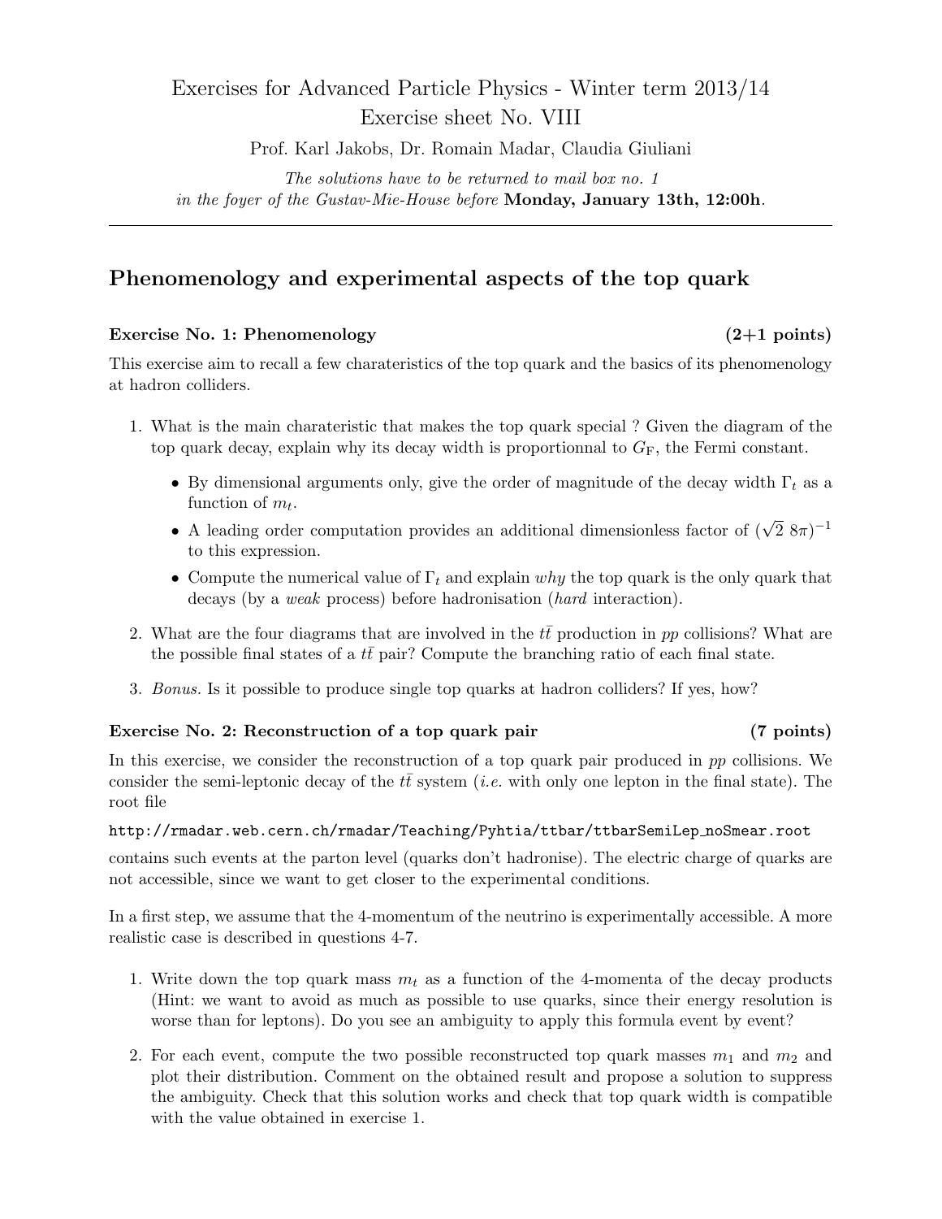# Exercises for Advanced Particle Physics - Winter term 2013/14
# Exercise sheet No. VIII

Prof. Karl Jakobs, Dr. Romain Madar, Claudia Giuliani

*The solutions have to be returned to mail box no. 1*
*in the foyer of the Gustav-Mie-House before* **Monday, January 13th, 12:00h**.

---

## Phenomenology and experimental aspects of the top quark

### Exercise No. 1: Phenomenology (2+1 points)

This exercise aim to recall a few charateristics of the top quark and the basics of its phenomenology at hadron colliders.

1. What is the main charateristic that makes the top quark special ? Given the diagram of the top quark decay, explain why its decay width is proportionnal to $G_{\mathrm{F}}$, the Fermi constant.
   - By dimensional arguments only, give the order of magnitude of the decay width $\Gamma_t$ as a function of $m_t$.
   - A leading order computation provides an additional dimensionless factor of $(\sqrt{2}\ 8\pi)^{-1}$ to this expression.
   - Compute the numerical value of $\Gamma_t$ and explain *why* the top quark is the only quark that decays (by a *weak* process) before hadronisation (*hard* interaction).
2. What are the four diagrams that are involved in the $t\bar{t}$ production in $pp$ collisions? What are the possible final states of a $t\bar{t}$ pair? Compute the branching ratio of each final state.
3. *Bonus.* Is it possible to produce single top quarks at hadron colliders? If yes, how?

### Exercise No. 2: Reconstruction of a top quark pair (7 points)

In this exercise, we consider the reconstruction of a top quark pair produced in $pp$ collisions. We consider the semi-leptonic decay of the $t\bar{t}$ system (*i.e.* with only one lepton in the final state). The root file

`http://rmadar.web.cern.ch/rmadar/Teaching/Pyhtia/ttbar/ttbarSemiLep_noSmear.root`

contains such events at the parton level (quarks don't hadronise). The electric charge of quarks are not accessible, since we want to get closer to the experimental conditions.

In a first step, we assume that the 4-momentum of the neutrino is experimentally accessible. A more realistic case is described in questions 4-7.

1. Write down the top quark mass $m_t$ as a function of the 4-momenta of the decay products (Hint: we want to avoid as much as possible to use quarks, since their energy resolution is worse than for leptons). Do you see an ambiguity to apply this formula event by event?
2. For each event, compute the two possible reconstructed top quark masses $m_1$ and $m_2$ and plot their distribution. Comment on the obtained result and propose a solution to suppress the ambiguity. Check that this solution works and check that top quark width is compatible with the value obtained in exercise 1.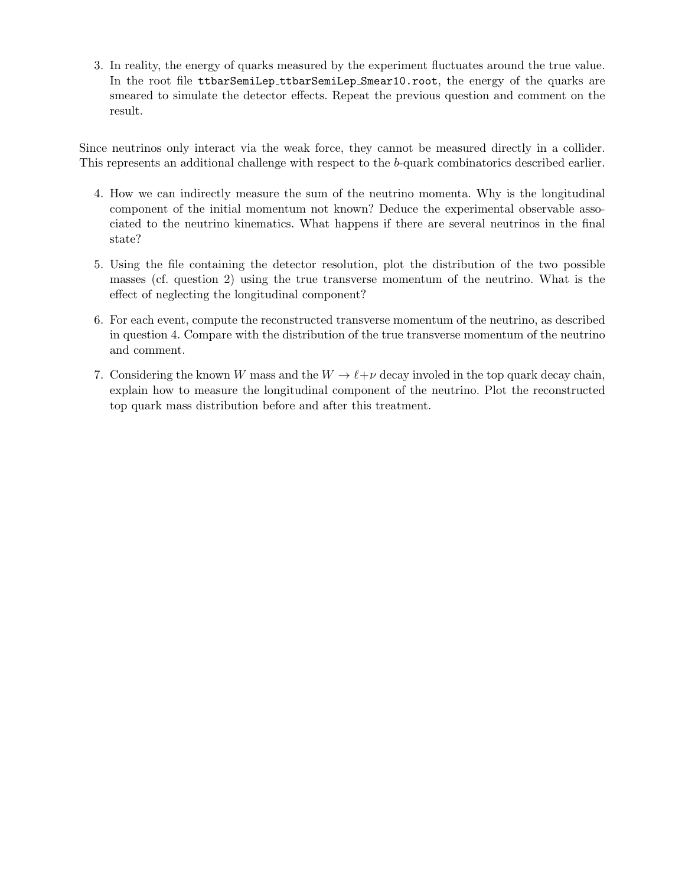3. In reality, the energy of quarks measured by the experiment fluctuates around the true value. In the root file `ttbarSemiLep_ttbarSemiLep_Smear10.root`, the energy of the quarks are smeared to simulate the detector effects. Repeat the previous question and comment on the result.

Since neutrinos only interact via the weak force, they cannot be measured directly in a collider. This represents an additional challenge with respect to the $b$-quark combinatorics described earlier.

4. How we can indirectly measure the sum of the neutrino momenta. Why is the longitudinal component of the initial momentum not known? Deduce the experimental observable associated to the neutrino kinematics. What happens if there are several neutrinos in the final state?
5. Using the file containing the detector resolution, plot the distribution of the two possible masses (cf. question 2) using the true transverse momentum of the neutrino. What is the effect of neglecting the longitudinal component?
6. For each event, compute the reconstructed transverse momentum of the neutrino, as described in question 4. Compare with the distribution of the true transverse momentum of the neutrino and comment.
7. Considering the known $W$ mass and the $W \rightarrow \ell + \nu$ decay involed in the top quark decay chain, explain how to measure the longitudinal component of the neutrino. Plot the reconstructed top quark mass distribution before and after this treatment.